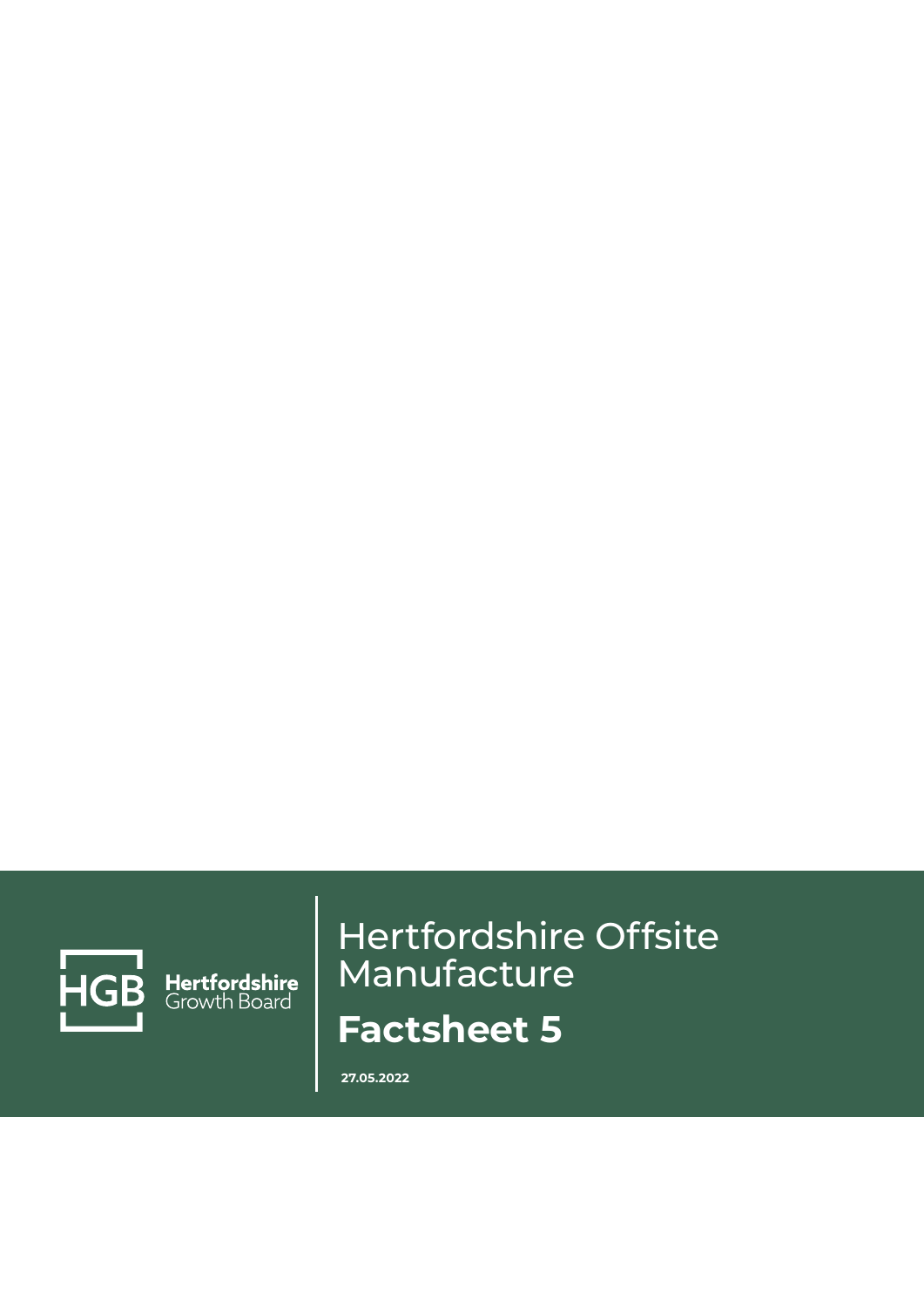HGB Hertfordshire Growth Board

# Hertfordshire Offsite Manufacture

## Factsheet 5

**27.05.2022**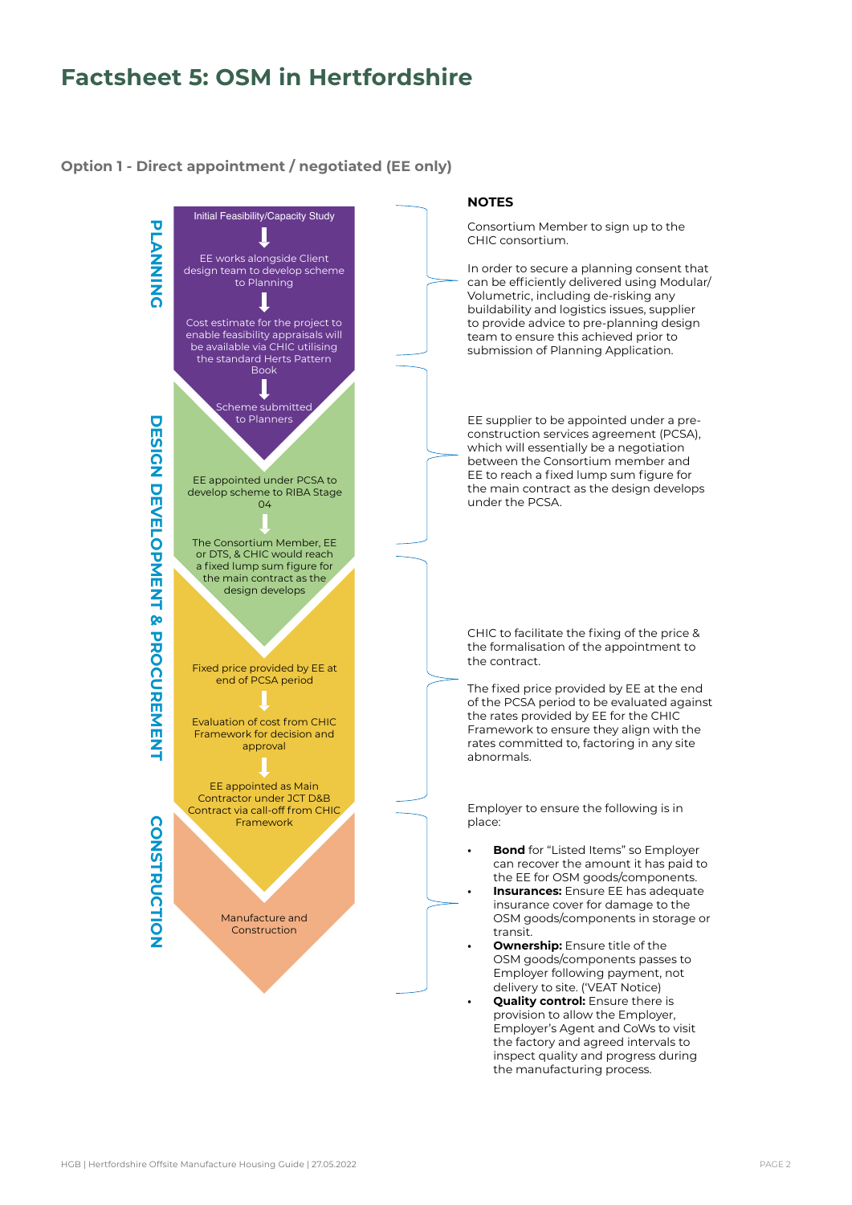# Factsheet 5: OSM in Hertfordshire

## Option 1 - Direct appointment / negotiated (EE only)

### PLANNING

- Initial Feasibility/Capacity Study
- EE works alongside Client design team to develop scheme to Planning
- Cost estimate for the project to enable feasibility appraisals will be available via CHIC utilising the standard Herts Pattern Book
- Scheme submitted to Planners

**NOTES**

Consortium Member to sign up to the CHIC consortium.

In order to secure a planning consent that can be efficiently delivered using Modular/ Volumetric, including de-risking any buildability and logistics issues, supplier to provide advice to pre-planning design team to ensure this achieved prior to submission of Planning Application.

### DESIGN DEVELOPMENT & PROCUREMENT

- EE appointed under PCSA to develop scheme to RIBA Stage 04
- The Consortium Member, EE or DTS, & CHIC would reach a fixed lump sum figure for the main contract as the design develops

**NOTES**

EE supplier to be appointed under a pre-construction services agreement (PCSA), which will essentially be a negotiation between the Consortium member and EE to reach a fixed lump sum figure for the main contract as the design develops under the PCSA.

- Fixed price provided by EE at end of PCSA period
- Evaluation of cost from CHIC Framework for decision and approval
- EE appointed as Main Contractor under JCT D&B Contract via call-off from CHIC Framework

**NOTES**

CHIC to facilitate the fixing of the price & the formalisation of the appointment to the contract.

The fixed price provided by EE at the end of the PCSA period to be evaluated against the rates provided by EE for the CHIC Framework to ensure they align with the rates committed to, factoring in any site abnormals.

### CONSTRUCTION

- Manufacture and Construction

**NOTES**

Employer to ensure the following is in place:

- **Bond** for "Listed Items" so Employer can recover the amount it has paid to the EE for OSM goods/components.
- **Insurances:** Ensure EE has adequate insurance cover for damage to the OSM goods/components in storage or transit.
- **Ownership:** Ensure title of the OSM goods/components passes to Employer following payment, not delivery to site. ('VEAT Notice)
- **Quality control:** Ensure there is provision to allow the Employer, Employer's Agent and CoWs to visit the factory and agreed intervals to inspect quality and progress during the manufacturing process.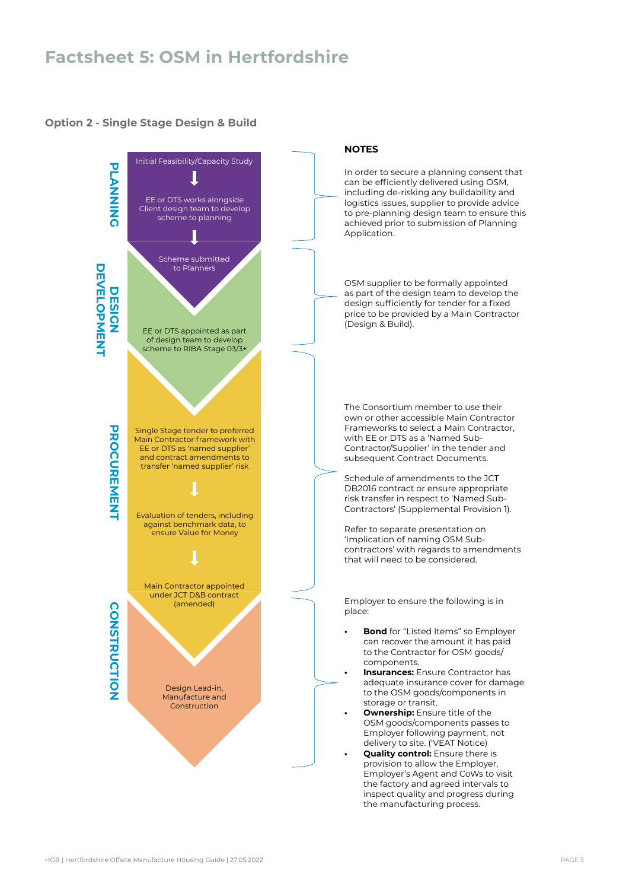# Factsheet 5: OSM in Hertfordshire

## Option 2 - Single Stage Design & Build

### PLANNING

Initial Feasibility/Capacity Study

↓

EE or DTS works alongside Client design team to develop scheme to planning

↓

Scheme submitted to Planners

**NOTES**

In order to secure a planning consent that can be efficiently delivered using OSM, including de-risking any buildability and logistics issues, supplier to provide advice to pre-planning design team to ensure this achieved prior to submission of Planning Application.

### DESIGN DEVELOPMENT

EE or DTS appointed as part of design team to develop scheme to RIBA Stage 03/3+

OSM supplier to be formally appointed as part of the design team to develop the design sufficiently for tender for a fixed price to be provided by a Main Contractor (Design & Build).

### PROCUREMENT

Single Stage tender to preferred Main Contractor framework with EE or DTS as 'named supplier' and contract amendments to transfer 'named supplier' risk

↓

Evaluation of tenders, including against benchmark data, to ensure Value for Money

↓

Main Contractor appointed under JCT D&B contract (amended)

The Consortium member to use their own or other accessible Main Contractor Frameworks to select a Main Contractor, with EE or DTS as a 'Named Sub-Contractor/Supplier' in the tender and subsequent Contract Documents.

Schedule of amendments to the JCT DB2016 contract or ensure appropriate risk transfer in respect to 'Named Sub-Contractors' (Supplemental Provision 1).

Refer to separate presentation on 'Implication of naming OSM Sub-contractors' with regards to amendments that will need to be considered.

### CONSTRUCTION

Design Lead-in, Manufacture and Construction

Employer to ensure the following is in place:

- **Bond** for "Listed Items" so Employer can recover the amount it has paid to the Contractor for OSM goods/components.
- **Insurances:** Ensure Contractor has adequate insurance cover for damage to the OSM goods/components in storage or transit.
- **Ownership:** Ensure title of the OSM goods/components passes to Employer following payment, not delivery to site. ('VEAT Notice)
- **Quality control:** Ensure there is provision to allow the Employer, Employer's Agent and CoWs to visit the factory and agreed intervals to inspect quality and progress during the manufacturing process.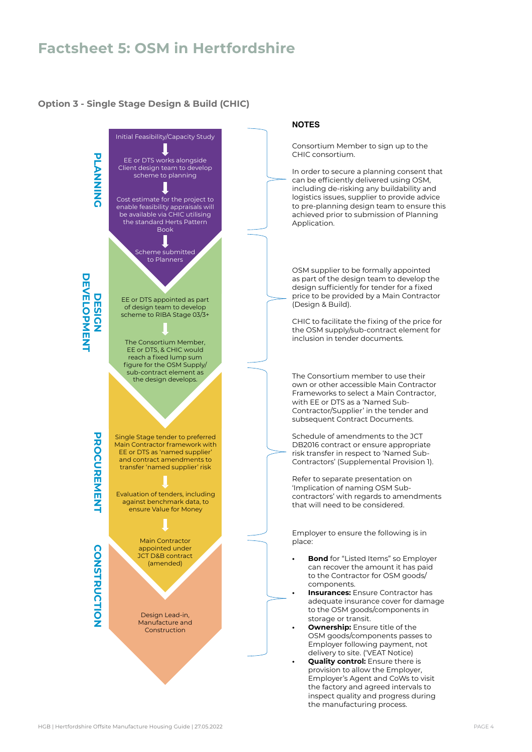# Factsheet 5: OSM in Hertfordshire

## Option 3 - Single Stage Design & Build (CHIC)

**PLANNING**

Initial Feasibility/Capacity Study

EE or DTS works alongside Client design team to develop scheme to planning

Cost estimate for the project to enable feasibility appraisals will be available via CHIC utilising the standard Herts Pattern Book

Scheme submitted to Planners

**DESIGN DEVELOPMENT**

EE or DTS appointed as part of design team to develop scheme to RIBA Stage 03/3+

The Consortium Member, EE or DTS, & CHIC would reach a fixed lump sum figure for the OSM Supply/ sub-contract element as the design develops.

**PROCUREMENT**

Single Stage tender to preferred Main Contractor framework with EE or DTS as 'named supplier' and contract amendments to transfer 'named supplier' risk

Evaluation of tenders, including against benchmark data, to ensure Value for Money

Main Contractor appointed under JCT D&B contract (amended)

**CONSTRUCTION**

Design Lead-in, Manufacture and Construction

### NOTES

Consortium Member to sign up to the CHIC consortium.

In order to secure a planning consent that can be efficiently delivered using OSM, including de-risking any buildability and logistics issues, supplier to provide advice to pre-planning design team to ensure this achieved prior to submission of Planning Application.

OSM supplier to be formally appointed as part of the design team to develop the design sufficiently for tender for a fixed price to be provided by a Main Contractor (Design & Build).

CHIC to facilitate the fixing of the price for the OSM supply/sub-contract element for inclusion in tender documents.

The Consortium member to use their own or other accessible Main Contractor Frameworks to select a Main Contractor, with EE or DTS as a 'Named Sub-Contractor/Supplier' in the tender and subsequent Contract Documents.

Schedule of amendments to the JCT DB2016 contract or ensure appropriate risk transfer in respect to 'Named Sub-Contractors' (Supplemental Provision 1).

Refer to separate presentation on 'Implication of naming OSM Sub-contractors' with regards to amendments that will need to be considered.

Employer to ensure the following is in place:

- **Bond** for "Listed Items" so Employer can recover the amount it has paid to the Contractor for OSM goods/ components.
- **Insurances:** Ensure Contractor has adequate insurance cover for damage to the OSM goods/components in storage or transit.
- **Ownership:** Ensure title of the OSM goods/components passes to Employer following payment, not delivery to site. ('VEAT Notice)
- **Quality control:** Ensure there is provision to allow the Employer, Employer's Agent and CoWs to visit the factory and agreed intervals to inspect quality and progress during the manufacturing process.